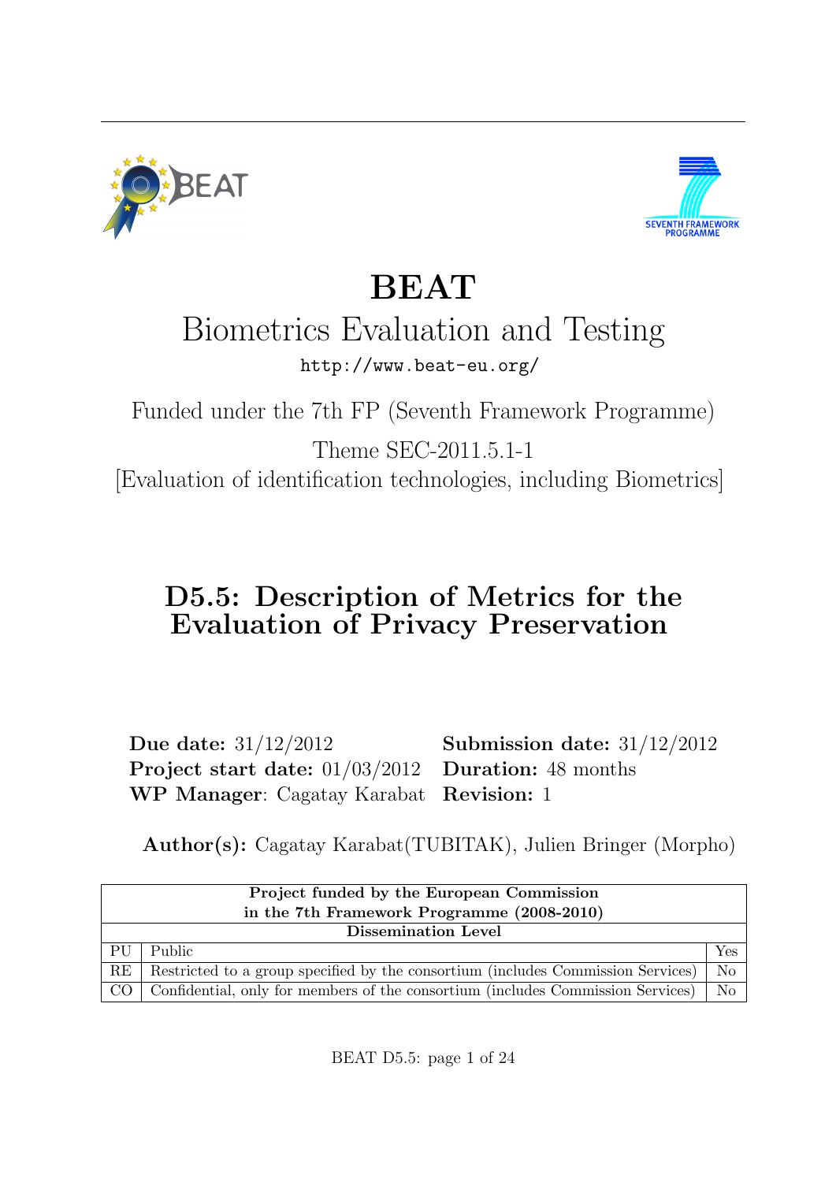# BEAT

## Biometrics Evaluation and Testing

http://www.beat-eu.org/

Funded under the 7th FP (Seventh Framework Programme)

Theme SEC-2011.5.1-1

[Evaluation of identification technologies, including Biometrics]

# D5.5: Description of Metrics for the Evaluation of Privacy Preservation

**Due date:** 31/12/2012 **Submission date:** 31/12/2012
**Project start date:** 01/03/2012 **Duration:** 48 months
**WP Manager**: Cagatay Karabat **Revision:** 1

**Author(s):** Cagatay Karabat(TUBITAK), Julien Bringer (Morpho)

| **Project funded by the European Commission in the 7th Framework Programme (2008-2010)** | | |
|---|---|---|
| **Dissemination Level** | | |
| PU | Public | Yes |
| RE | Restricted to a group specified by the consortium (includes Commission Services) | No |
| CO | Confidential, only for members of the consortium (includes Commission Services) | No |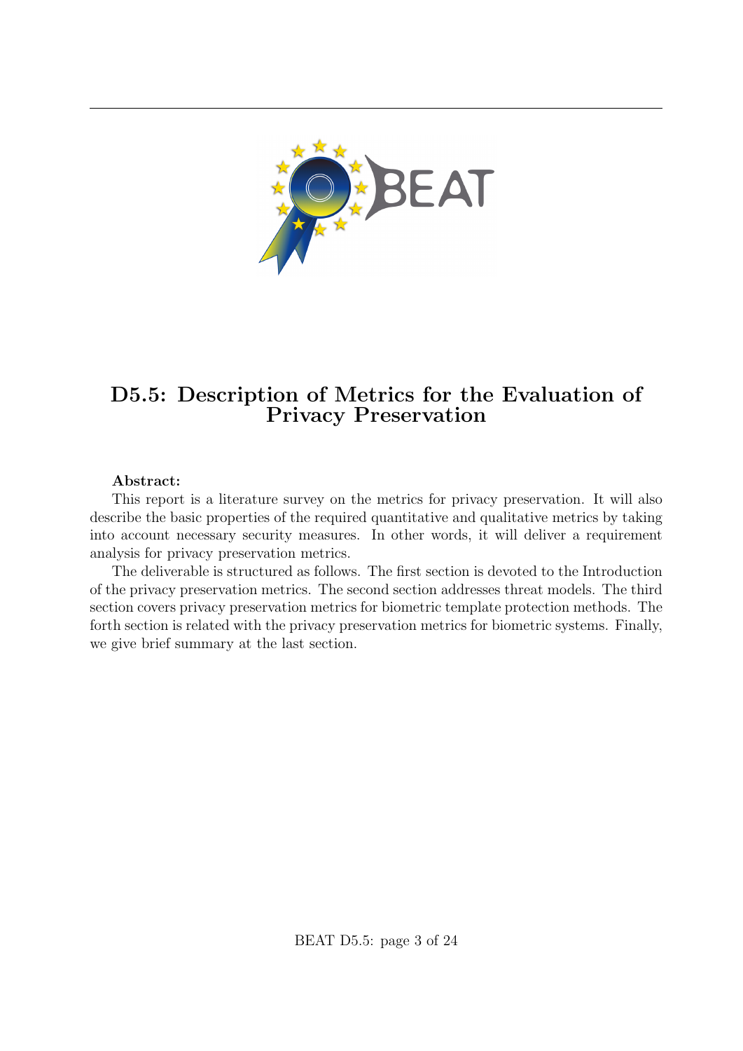# D5.5: Description of Metrics for the Evaluation of Privacy Preservation

**Abstract:**

This report is a literature survey on the metrics for privacy preservation. It will also describe the basic properties of the required quantitative and qualitative metrics by taking into account necessary security measures. In other words, it will deliver a requirement analysis for privacy preservation metrics.

The deliverable is structured as follows. The first section is devoted to the Introduction of the privacy preservation metrics. The second section addresses threat models. The third section covers privacy preservation metrics for biometric template protection methods. The forth section is related with the privacy preservation metrics for biometric systems. Finally, we give brief summary at the last section.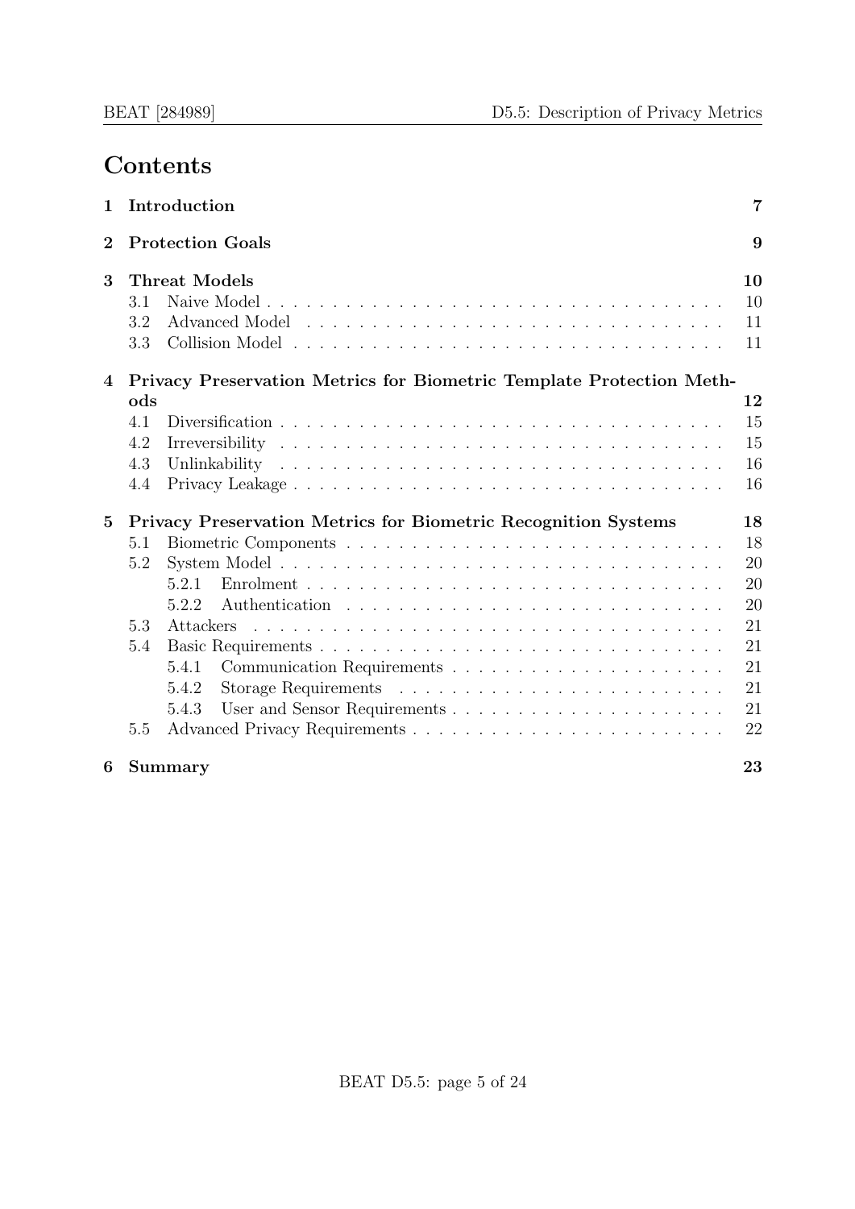# Contents

| | | |
|---|---|---|
| **1** | **Introduction** | **7** |
| **2** | **Protection Goals** | **9** |
| **3** | **Threat Models** | **10** |
| | 3.1 Naive Model | 10 |
| | 3.2 Advanced Model | 11 |
| | 3.3 Collision Model | 11 |
| **4** | **Privacy Preservation Metrics for Biometric Template Protection Methods** | **12** |
| | 4.1 Diversification | 15 |
| | 4.2 Irreversibility | 15 |
| | 4.3 Unlinkability | 16 |
| | 4.4 Privacy Leakage | 16 |
| **5** | **Privacy Preservation Metrics for Biometric Recognition Systems** | **18** |
| | 5.1 Biometric Components | 18 |
| | 5.2 System Model | 20 |
| | 5.2.1 Enrolment | 20 |
| | 5.2.2 Authentication | 20 |
| | 5.3 Attackers | 21 |
| | 5.4 Basic Requirements | 21 |
| | 5.4.1 Communication Requirements | 21 |
| | 5.4.2 Storage Requirements | 21 |
| | 5.4.3 User and Sensor Requirements | 21 |
| | 5.5 Advanced Privacy Requirements | 22 |
| **6** | **Summary** | **23** |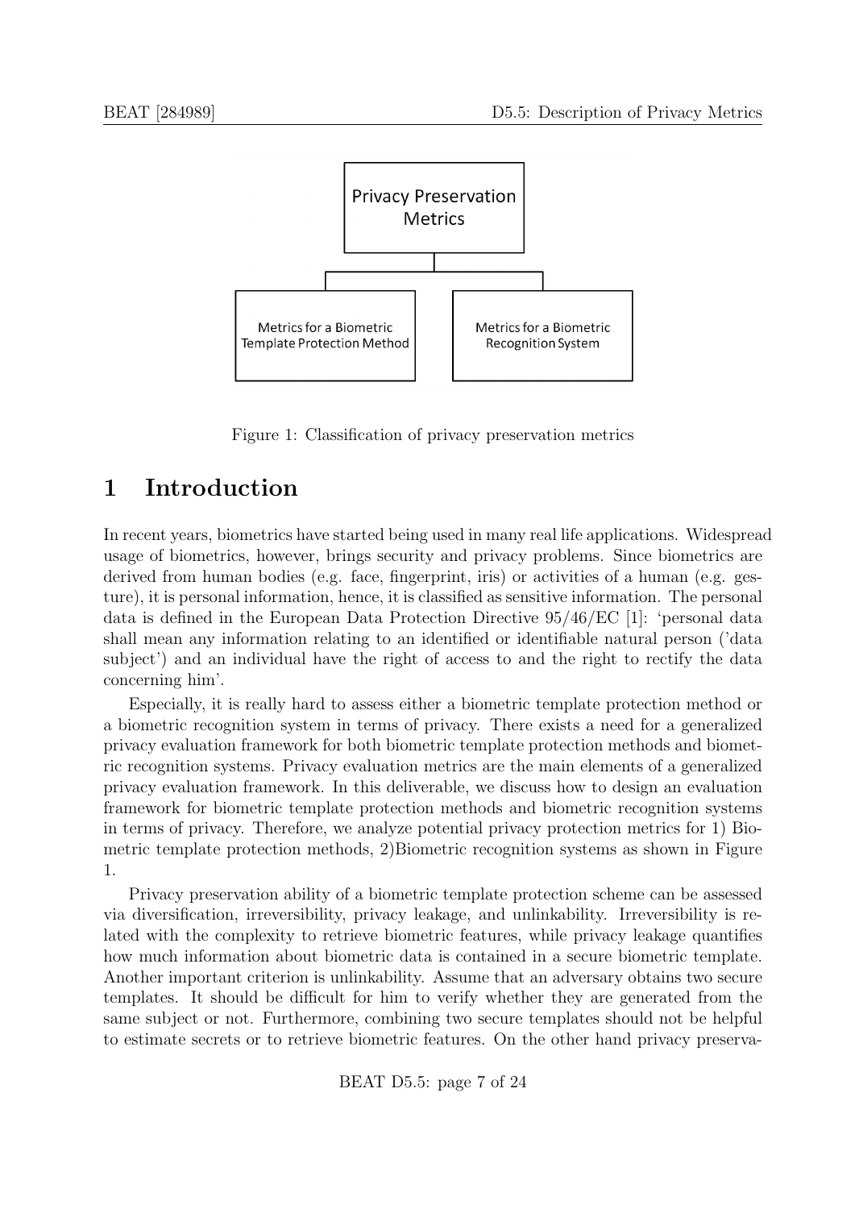Figure 1: Classification of privacy preservation metrics

# 1 Introduction

In recent years, biometrics have started being used in many real life applications. Widespread usage of biometrics, however, brings security and privacy problems. Since biometrics are derived from human bodies (e.g. face, fingerprint, iris) or activities of a human (e.g. gesture), it is personal information, hence, it is classified as sensitive information. The personal data is defined in the European Data Protection Directive 95/46/EC [1]: 'personal data shall mean any information relating to an identified or identifiable natural person ('data subject') and an individual have the right of access to and the right to rectify the data concerning him'.

Especially, it is really hard to assess either a biometric template protection method or a biometric recognition system in terms of privacy. There exists a need for a generalized privacy evaluation framework for both biometric template protection methods and biometric recognition systems. Privacy evaluation metrics are the main elements of a generalized privacy evaluation framework. In this deliverable, we discuss how to design an evaluation framework for biometric template protection methods and biometric recognition systems in terms of privacy. Therefore, we analyze potential privacy protection metrics for 1) Biometric template protection methods, 2)Biometric recognition systems as shown in Figure 1.

Privacy preservation ability of a biometric template protection scheme can be assessed via diversification, irreversibility, privacy leakage, and unlinkability. Irreversibility is related with the complexity to retrieve biometric features, while privacy leakage quantifies how much information about biometric data is contained in a secure biometric template. Another important criterion is unlinkability. Assume that an adversary obtains two secure templates. It should be difficult for him to verify whether they are generated from the same subject or not. Furthermore, combining two secure templates should not be helpful to estimate secrets or to retrieve biometric features. On the other hand privacy preserva-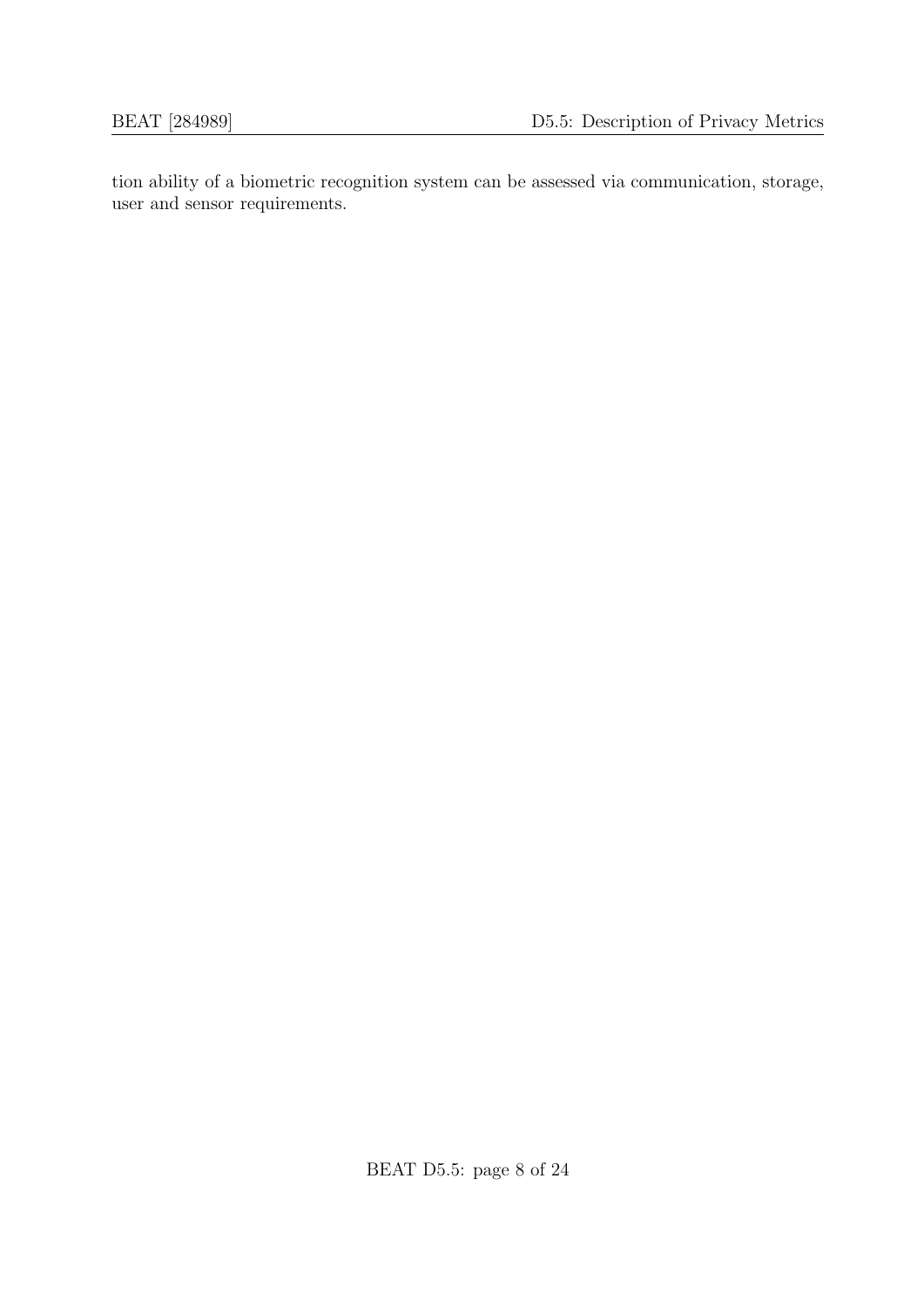tion ability of a biometric recognition system can be assessed via communication, storage, user and sensor requirements.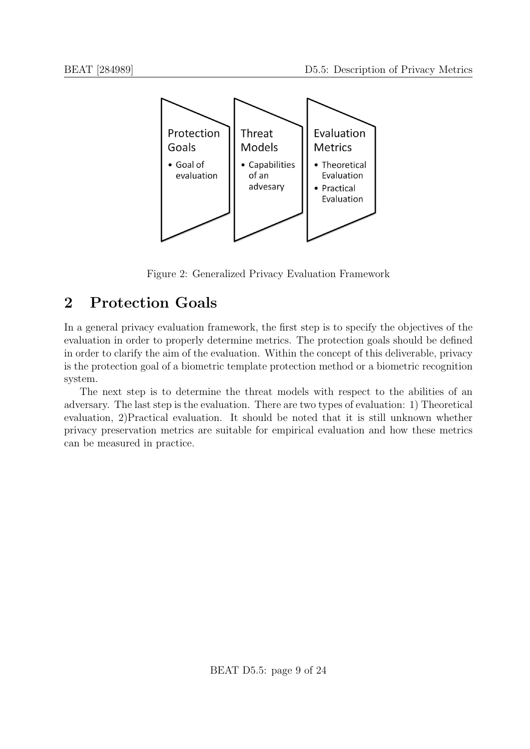Protection Goals
- Goal of evaluation

Threat Models
- Capabilities of an advesary

Evaluation Metrics
- Theoretical Evaluation
- Practical Evaluation

Figure 2: Generalized Privacy Evaluation Framework

# 2 Protection Goals

In a general privacy evaluation framework, the first step is to specify the objectives of the evaluation in order to properly determine metrics. The protection goals should be defined in order to clarify the aim of the evaluation. Within the concept of this deliverable, privacy is the protection goal of a biometric template protection method or a biometric recognition system.

The next step is to determine the threat models with respect to the abilities of an adversary. The last step is the evaluation. There are two types of evaluation: 1) Theoretical evaluation, 2)Practical evaluation. It should be noted that it is still unknown whether privacy preservation metrics are suitable for empirical evaluation and how these metrics can be measured in practice.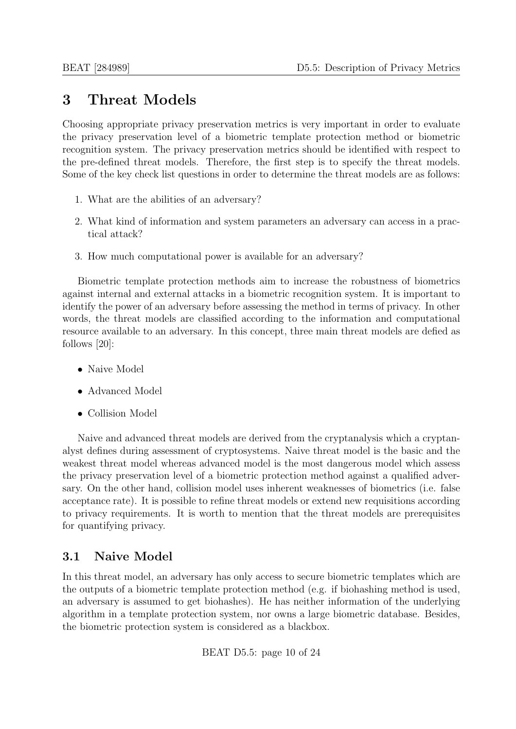# 3 Threat Models

Choosing appropriate privacy preservation metrics is very important in order to evaluate the privacy preservation level of a biometric template protection method or biometric recognition system. The privacy preservation metrics should be identified with respect to the pre-defined threat models. Therefore, the first step is to specify the threat models. Some of the key check list questions in order to determine the threat models are as follows:

1. What are the abilities of an adversary?
2. What kind of information and system parameters an adversary can access in a practical attack?
3. How much computational power is available for an adversary?

Biometric template protection methods aim to increase the robustness of biometrics against internal and external attacks in a biometric recognition system. It is important to identify the power of an adversary before assessing the method in terms of privacy. In other words, the threat models are classified according to the information and computational resource available to an adversary. In this concept, three main threat models are defied as follows [20]:

- Naive Model
- Advanced Model
- Collision Model

Naive and advanced threat models are derived from the cryptanalysis which a cryptanalyst defines during assessment of cryptosystems. Naive threat model is the basic and the weakest threat model whereas advanced model is the most dangerous model which assess the privacy preservation level of a biometric protection method against a qualified adversary. On the other hand, collision model uses inherent weaknesses of biometrics (i.e. false acceptance rate). It is possible to refine threat models or extend new requisitions according to privacy requirements. It is worth to mention that the threat models are prerequisites for quantifying privacy.

## 3.1 Naive Model

In this threat model, an adversary has only access to secure biometric templates which are the outputs of a biometric template protection method (e.g. if biohashing method is used, an adversary is assumed to get biohashes). He has neither information of the underlying algorithm in a template protection system, nor owns a large biometric database. Besides, the biometric protection system is considered as a blackbox.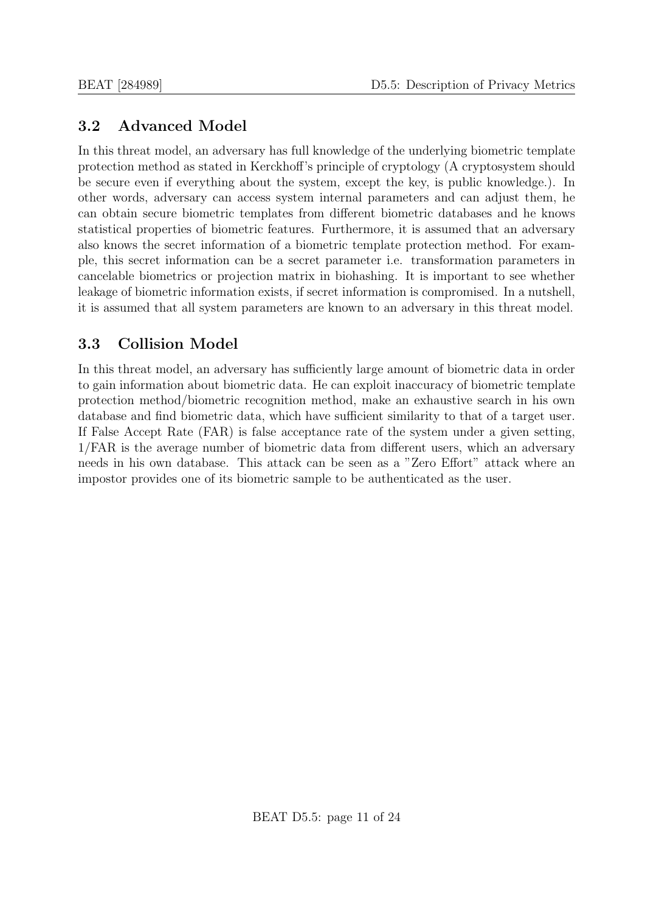## 3.2 Advanced Model

In this threat model, an adversary has full knowledge of the underlying biometric template protection method as stated in Kerckhoff's principle of cryptology (A cryptosystem should be secure even if everything about the system, except the key, is public knowledge.). In other words, adversary can access system internal parameters and can adjust them, he can obtain secure biometric templates from different biometric databases and he knows statistical properties of biometric features. Furthermore, it is assumed that an adversary also knows the secret information of a biometric template protection method. For example, this secret information can be a secret parameter i.e. transformation parameters in cancelable biometrics or projection matrix in biohashing. It is important to see whether leakage of biometric information exists, if secret information is compromised. In a nutshell, it is assumed that all system parameters are known to an adversary in this threat model.

## 3.3 Collision Model

In this threat model, an adversary has sufficiently large amount of biometric data in order to gain information about biometric data. He can exploit inaccuracy of biometric template protection method/biometric recognition method, make an exhaustive search in his own database and find biometric data, which have sufficient similarity to that of a target user. If False Accept Rate (FAR) is false acceptance rate of the system under a given setting, 1/FAR is the average number of biometric data from different users, which an adversary needs in his own database. This attack can be seen as a "Zero Effort" attack where an impostor provides one of its biometric sample to be authenticated as the user.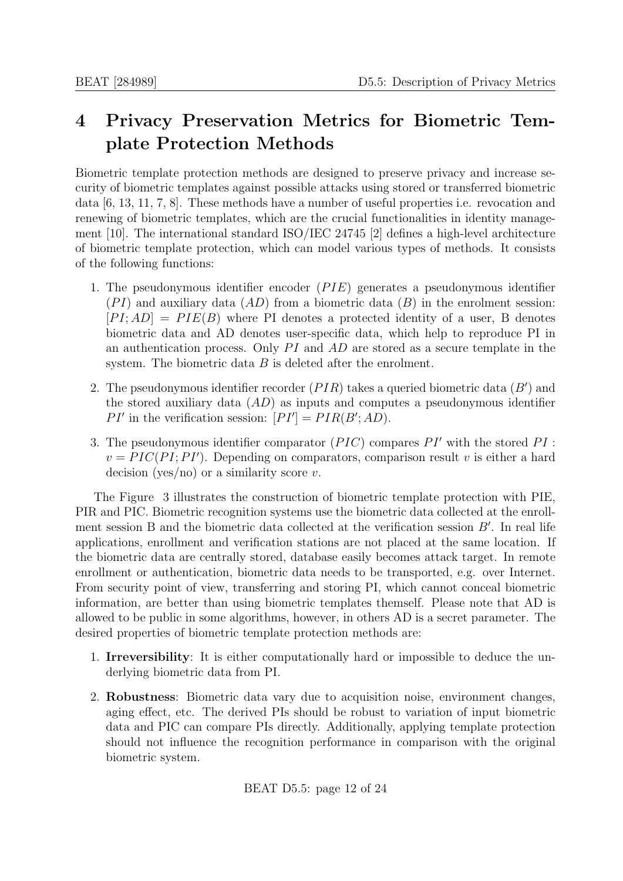# 4 Privacy Preservation Metrics for Biometric Template Protection Methods

Biometric template protection methods are designed to preserve privacy and increase security of biometric templates against possible attacks using stored or transferred biometric data [6, 13, 11, 7, 8]. These methods have a number of useful properties i.e. revocation and renewing of biometric templates, which are the crucial functionalities in identity management [10]. The international standard ISO/IEC 24745 [2] defines a high-level architecture of biometric template protection, which can model various types of methods. It consists of the following functions:

1. The pseudonymous identifier encoder ($PIE$) generates a pseudonymous identifier ($PI$) and auxiliary data ($AD$) from a biometric data ($B$) in the enrolment session: $[PI; AD] = PIE(B)$ where PI denotes a protected identity of a user, B denotes biometric data and AD denotes user-specific data, which help to reproduce PI in an authentication process. Only $PI$ and $AD$ are stored as a secure template in the system. The biometric data $B$ is deleted after the enrolment.
2. The pseudonymous identifier recorder ($PIR$) takes a queried biometric data ($B'$) and the stored auxiliary data ($AD$) as inputs and computes a pseudonymous identifier $PI'$ in the verification session: $[PI'] = PIR(B'; AD)$.
3. The pseudonymous identifier comparator ($PIC$) compares $PI'$ with the stored $PI$ : $v = PIC(PI; PI')$. Depending on comparators, comparison result $v$ is either a hard decision (yes/no) or a similarity score $v$.

The Figure 3 illustrates the construction of biometric template protection with PIE, PIR and PIC. Biometric recognition systems use the biometric data collected at the enrollment session B and the biometric data collected at the verification session $B'$. In real life applications, enrollment and verification stations are not placed at the same location. If the biometric data are centrally stored, database easily becomes attack target. In remote enrollment or authentication, biometric data needs to be transported, e.g. over Internet. From security point of view, transferring and storing PI, which cannot conceal biometric information, are better than using biometric templates themself. Please note that AD is allowed to be public in some algorithms, however, in others AD is a secret parameter. The desired properties of biometric template protection methods are:

1. **Irreversibility**: It is either computationally hard or impossible to deduce the underlying biometric data from PI.
2. **Robustness**: Biometric data vary due to acquisition noise, environment changes, aging effect, etc. The derived PIs should be robust to variation of input biometric data and PIC can compare PIs directly. Additionally, applying template protection should not influence the recognition performance in comparison with the original biometric system.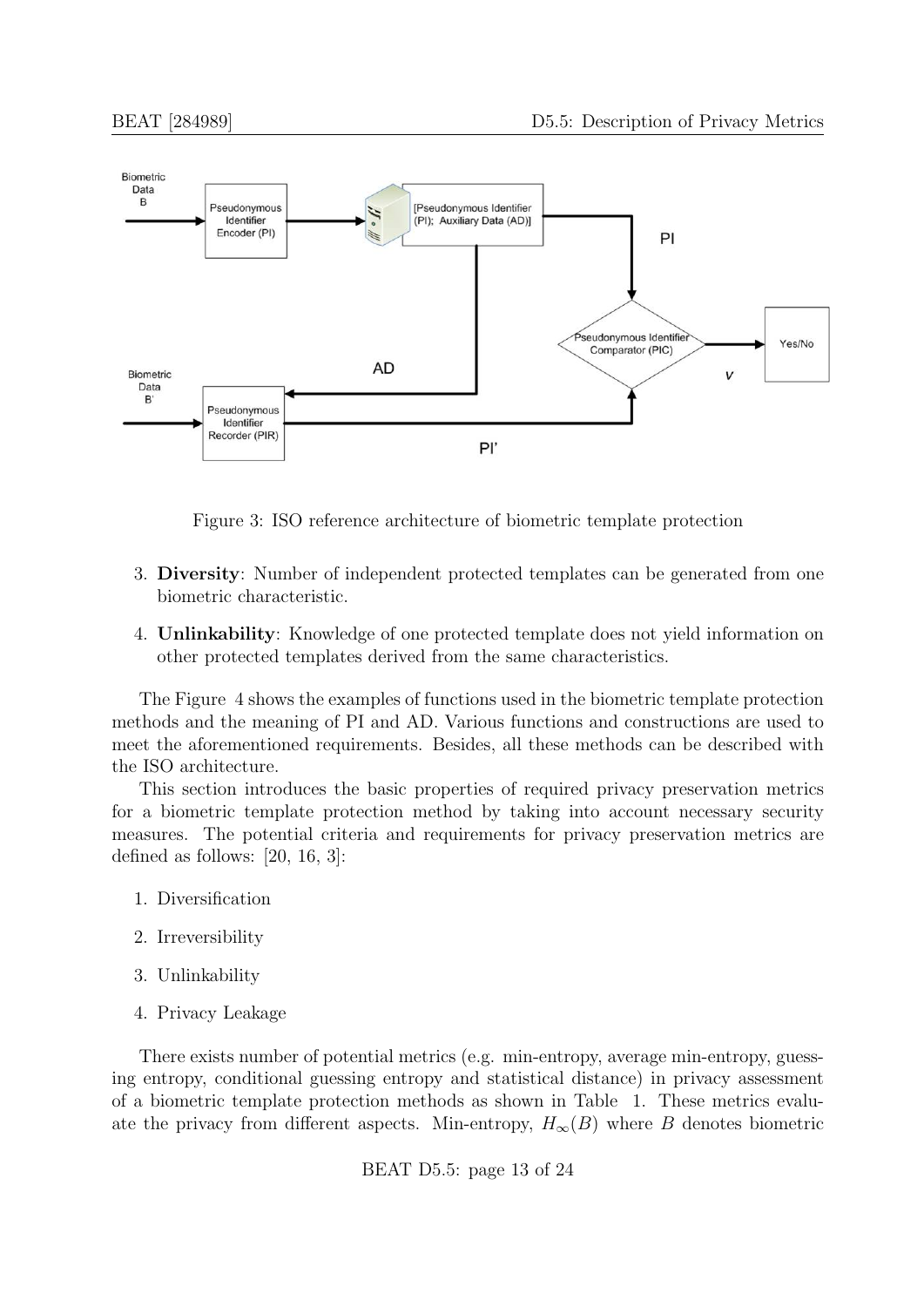Figure 3: ISO reference architecture of biometric template protection

3. **Diversity**: Number of independent protected templates can be generated from one biometric characteristic.
4. **Unlinkability**: Knowledge of one protected template does not yield information on other protected templates derived from the same characteristics.

The Figure 4 shows the examples of functions used in the biometric template protection methods and the meaning of PI and AD. Various functions and constructions are used to meet the aforementioned requirements. Besides, all these methods can be described with the ISO architecture.

This section introduces the basic properties of required privacy preservation metrics for a biometric template protection method by taking into account necessary security measures. The potential criteria and requirements for privacy preservation metrics are defined as follows: [20, 16, 3]:

1. Diversification
2. Irreversibility
3. Unlinkability
4. Privacy Leakage

There exists number of potential metrics (e.g. min-entropy, average min-entropy, guessing entropy, conditional guessing entropy and statistical distance) in privacy assessment of a biometric template protection methods as shown in Table 1. These metrics evaluate the privacy from different aspects. Min-entropy, $H_\infty(B)$ where $B$ denotes biometric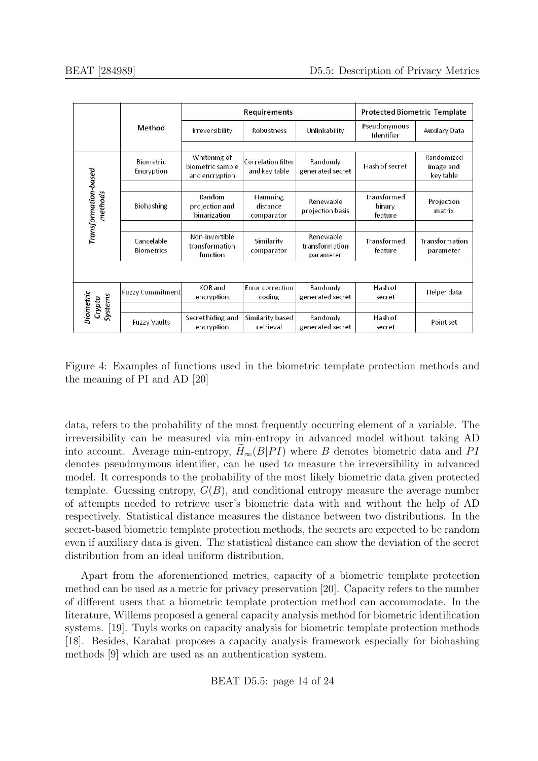| | Method | Requirements | | | Protected Biometric Template | |
|---|---|---|---|---|---|---|
| | | Irreversibility | Robustness | Unlinkability | Pseudonymous Identifier | Auxilary Data |
| Transformation-based methods | Biometric Encryption | Whitening of biometric sample and encryption | Correlation filter and key table | Randomly generated secret | Hash of secret | Randomized image and key table |
| | Biohashing | Random projection and binarization | Hamming distance comparator | Renewable projection basis | Transformed binary feature | Projection matrix |
| | Cancelable Biometrics | Non-invertible transformation function | Similarity comparator | Renewable transformation parameter | Transformed feature | Transformation parameter |
| Biometric Crypto Systems | Fuzzy Commitment | XOR and encryption | Error correction coding | Randomly generated secret | Hash of secret | Helper data |
| | Fuzzy Vaults | Secret hiding and encryption | Similarity based retrieval | Randomly generated secret | Hash of secret | Point set |

Figure 4: Examples of functions used in the biometric template protection methods and the meaning of PI and AD [20]

data, refers to the probability of the most frequently occurring element of a variable. The irreversibility can be measured via min-entropy in advanced model without taking AD into account. Average min-entropy, $\widetilde{H}_\infty(B|PI)$ where $B$ denotes biometric data and $PI$ denotes pseudonymous identifier, can be used to measure the irreversibility in advanced model. It corresponds to the probability of the most likely biometric data given protected template. Guessing entropy, $G(B)$, and conditional entropy measure the average number of attempts needed to retrieve user's biometric data with and without the help of AD respectively. Statistical distance measures the distance between two distributions. In the secret-based biometric template protection methods, the secrets are expected to be random even if auxiliary data is given. The statistical distance can show the deviation of the secret distribution from an ideal uniform distribution.

Apart from the aforementioned metrics, capacity of a biometric template protection method can be used as a metric for privacy preservation [20]. Capacity refers to the number of different users that a biometric template protection method can accommodate. In the literature, Willems proposed a general capacity analysis method for biometric identification systems. [19]. Tuyls works on capacity analysis for biometric template protection methods [18]. Besides, Karabat proposes a capacity analysis framework especially for biohashing methods [9] which are used as an authentication system.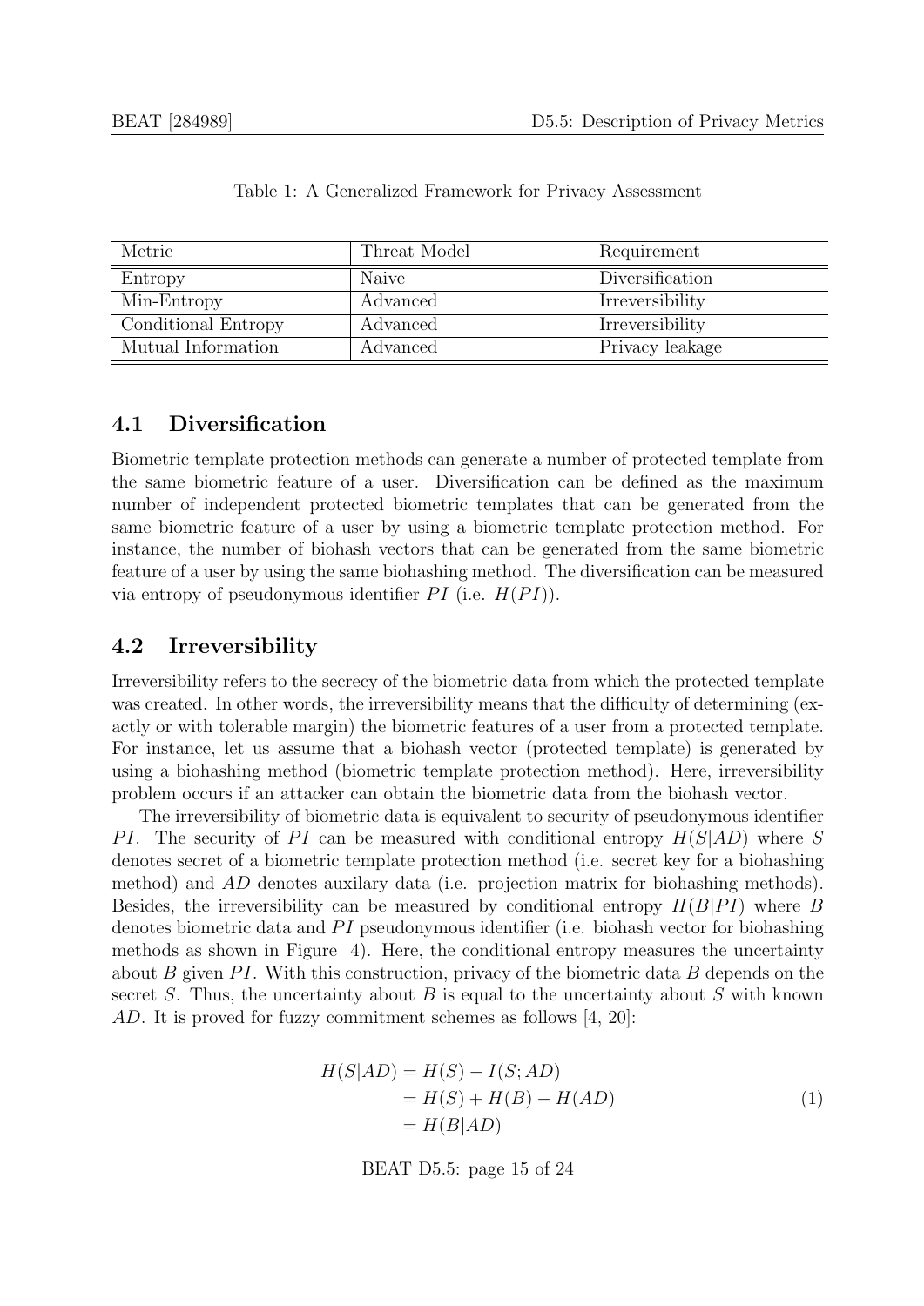Table 1: A Generalized Framework for Privacy Assessment

| Metric | Threat Model | Requirement |
|---|---|---|
| Entropy | Naive | Diversification |
| Min-Entropy | Advanced | Irreversibility |
| Conditional Entropy | Advanced | Irreversibility |
| Mutual Information | Advanced | Privacy leakage |

## 4.1 Diversification

Biometric template protection methods can generate a number of protected template from the same biometric feature of a user. Diversification can be defined as the maximum number of independent protected biometric templates that can be generated from the same biometric feature of a user by using a biometric template protection method. For instance, the number of biohash vectors that can be generated from the same biometric feature of a user by using the same biohashing method. The diversification can be measured via entropy of pseudonymous identifier $PI$ (i.e. $H(PI)$).

## 4.2 Irreversibility

Irreversibility refers to the secrecy of the biometric data from which the protected template was created. In other words, the irreversibility means that the difficulty of determining (exactly or with tolerable margin) the biometric features of a user from a protected template. For instance, let us assume that a biohash vector (protected template) is generated by using a biohashing method (biometric template protection method). Here, irreversibility problem occurs if an attacker can obtain the biometric data from the biohash vector.

The irreversibility of biometric data is equivalent to security of pseudonymous identifier $PI$. The security of $PI$ can be measured with conditional entropy $H(S|AD)$ where $S$ denotes secret of a biometric template protection method (i.e. secret key for a biohashing method) and $AD$ denotes auxilary data (i.e. projection matrix for biohashing methods). Besides, the irreversibility can be measured by conditional entropy $H(B|PI)$ where $B$ denotes biometric data and $PI$ pseudonymous identifier (i.e. biohash vector for biohashing methods as shown in Figure 4). Here, the conditional entropy measures the uncertainty about $B$ given $PI$. With this construction, privacy of the biometric data $B$ depends on the secret $S$. Thus, the uncertainty about $B$ is equal to the uncertainty about $S$ with known $AD$. It is proved for fuzzy commitment schemes as follows [4, 20]:

$$
\begin{aligned}
H(S|AD) &= H(S) - I(S; AD) \\
&= H(S) + H(B) - H(AD) \\
&= H(B|AD)
\end{aligned}
\tag{1}
$$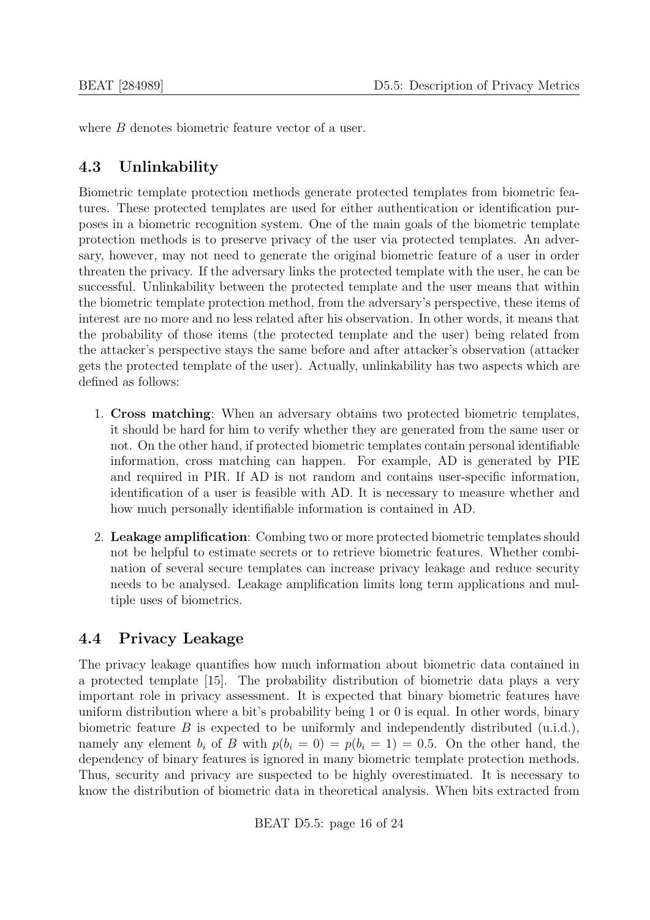where $B$ denotes biometric feature vector of a user.

## 4.3 Unlinkability

Biometric template protection methods generate protected templates from biometric features. These protected templates are used for either authentication or identification purposes in a biometric recognition system. One of the main goals of the biometric template protection methods is to preserve privacy of the user via protected templates. An adversary, however, may not need to generate the original biometric feature of a user in order threaten the privacy. If the adversary links the protected template with the user, he can be successful. Unlinkability between the protected template and the user means that within the biometric template protection method, from the adversary's perspective, these items of interest are no more and no less related after his observation. In other words, it means that the probability of those items (the protected template and the user) being related from the attacker's perspective stays the same before and after attacker's observation (attacker gets the protected template of the user). Actually, unlinkability has two aspects which are defined as follows:

1. **Cross matching**: When an adversary obtains two protected biometric templates, it should be hard for him to verify whether they are generated from the same user or not. On the other hand, if protected biometric templates contain personal identifiable information, cross matching can happen. For example, AD is generated by PIE and required in PIR. If AD is not random and contains user-specific information, identification of a user is feasible with AD. It is necessary to measure whether and how much personally identifiable information is contained in AD.
2. **Leakage amplification**: Combing two or more protected biometric templates should not be helpful to estimate secrets or to retrieve biometric features. Whether combination of several secure templates can increase privacy leakage and reduce security needs to be analysed. Leakage amplification limits long term applications and multiple uses of biometrics.

## 4.4 Privacy Leakage

The privacy leakage quantifies how much information about biometric data contained in a protected template [15]. The probability distribution of biometric data plays a very important role in privacy assessment. It is expected that binary biometric features have uniform distribution where a bit's probability being 1 or 0 is equal. In other words, binary biometric feature $B$ is expected to be uniformly and independently distributed (u.i.d.), namely any element $b_i$ of $B$ with $p(b_i = 0) = p(b_i = 1) = 0.5$. On the other hand, the dependency of binary features is ignored in many biometric template protection methods. Thus, security and privacy are suspected to be highly overestimated. It is necessary to know the distribution of biometric data in theoretical analysis. When bits extracted from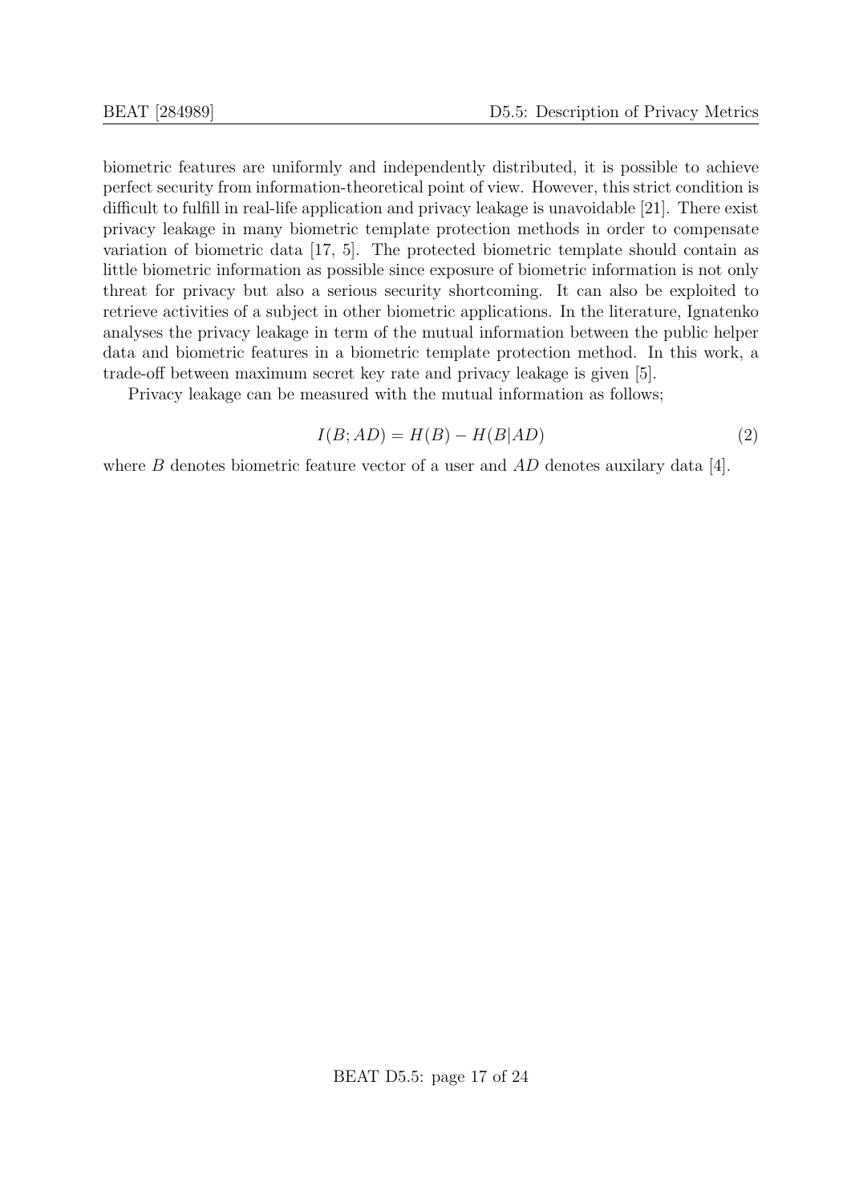biometric features are uniformly and independently distributed, it is possible to achieve perfect security from information-theoretical point of view. However, this strict condition is difficult to fulfill in real-life application and privacy leakage is unavoidable [21]. There exist privacy leakage in many biometric template protection methods in order to compensate variation of biometric data [17, 5]. The protected biometric template should contain as little biometric information as possible since exposure of biometric information is not only threat for privacy but also a serious security shortcoming. It can also be exploited to retrieve activities of a subject in other biometric applications. In the literature, Ignatenko analyses the privacy leakage in term of the mutual information between the public helper data and biometric features in a biometric template protection method. In this work, a trade-off between maximum secret key rate and privacy leakage is given [5].

Privacy leakage can be measured with the mutual information as follows;

$$I(B; AD) = H(B) - H(B|AD) \tag{2}$$

where $B$ denotes biometric feature vector of a user and $AD$ denotes auxilary data [4].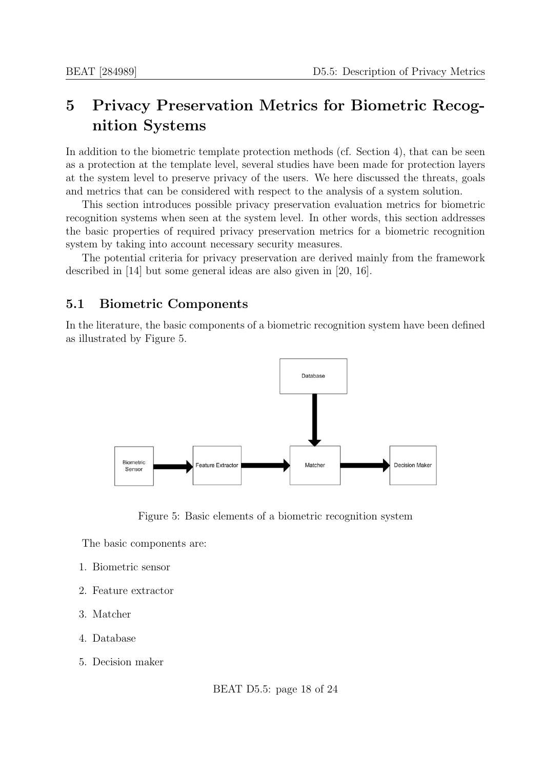# 5 Privacy Preservation Metrics for Biometric Recognition Systems

In addition to the biometric template protection methods (cf. Section 4), that can be seen as a protection at the template level, several studies have been made for protection layers at the system level to preserve privacy of the users. We here discussed the threats, goals and metrics that can be considered with respect to the analysis of a system solution.

This section introduces possible privacy preservation evaluation metrics for biometric recognition systems when seen at the system level. In other words, this section addresses the basic properties of required privacy preservation metrics for a biometric recognition system by taking into account necessary security measures.

The potential criteria for privacy preservation are derived mainly from the framework described in [14] but some general ideas are also given in [20, 16].

## 5.1 Biometric Components

In the literature, the basic components of a biometric recognition system have been defined as illustrated by Figure 5.

Figure 5: Basic elements of a biometric recognition system

The basic components are:

1. Biometric sensor
2. Feature extractor
3. Matcher
4. Database
5. Decision maker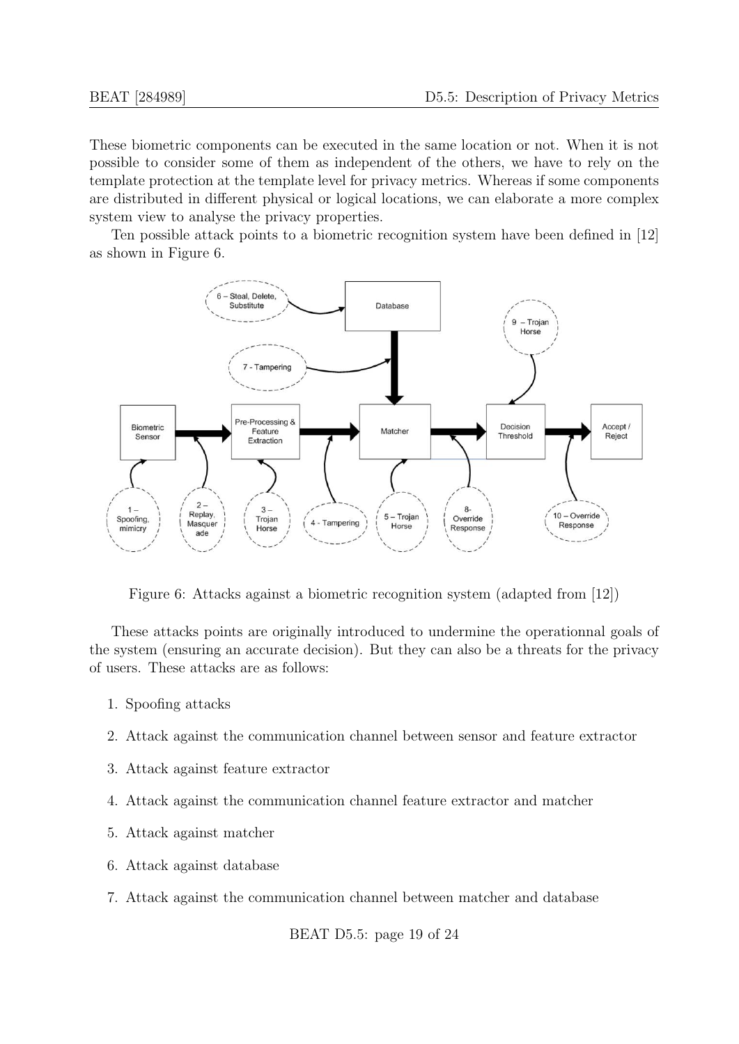These biometric components can be executed in the same location or not. When it is not possible to consider some of them as independent of the others, we have to rely on the template protection at the template level for privacy metrics. Whereas if some components are distributed in different physical or logical locations, we can elaborate a more complex system view to analyse the privacy properties.

Ten possible attack points to a biometric recognition system have been defined in [12] as shown in Figure 6.

Figure 6: Attacks against a biometric recognition system (adapted from [12])

These attacks points are originally introduced to undermine the operationnal goals of the system (ensuring an accurate decision). But they can also be a threats for the privacy of users. These attacks are as follows:

1. Spoofing attacks
2. Attack against the communication channel between sensor and feature extractor
3. Attack against feature extractor
4. Attack against the communication channel feature extractor and matcher
5. Attack against matcher
6. Attack against database
7. Attack against the communication channel between matcher and database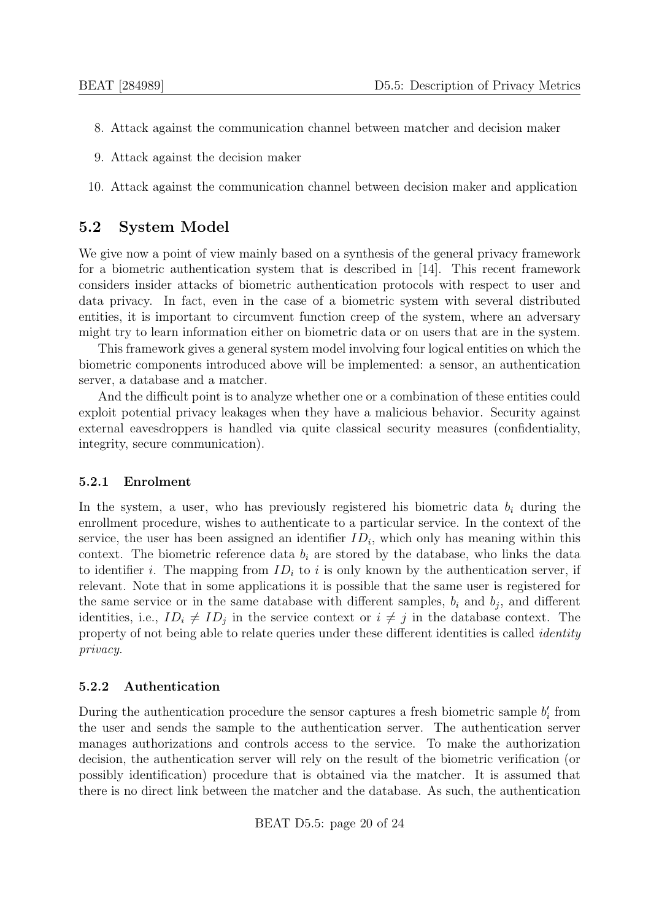8. Attack against the communication channel between matcher and decision maker
9. Attack against the decision maker
10. Attack against the communication channel between decision maker and application

## 5.2 System Model

We give now a point of view mainly based on a synthesis of the general privacy framework for a biometric authentication system that is described in [14]. This recent framework considers insider attacks of biometric authentication protocols with respect to user and data privacy. In fact, even in the case of a biometric system with several distributed entities, it is important to circumvent function creep of the system, where an adversary might try to learn information either on biometric data or on users that are in the system.

This framework gives a general system model involving four logical entities on which the biometric components introduced above will be implemented: a sensor, an authentication server, a database and a matcher.

And the difficult point is to analyze whether one or a combination of these entities could exploit potential privacy leakages when they have a malicious behavior. Security against external eavesdroppers is handled via quite classical security measures (confidentiality, integrity, secure communication).

### 5.2.1 Enrolment

In the system, a user, who has previously registered his biometric data $b_i$ during the enrollment procedure, wishes to authenticate to a particular service. In the context of the service, the user has been assigned an identifier $ID_i$, which only has meaning within this context. The biometric reference data $b_i$ are stored by the database, who links the data to identifier $i$. The mapping from $ID_i$ to $i$ is only known by the authentication server, if relevant. Note that in some applications it is possible that the same user is registered for the same service or in the same database with different samples, $b_i$ and $b_j$, and different identities, i.e., $ID_i \neq ID_j$ in the service context or $i \neq j$ in the database context. The property of not being able to relate queries under these different identities is called *identity privacy*.

### 5.2.2 Authentication

During the authentication procedure the sensor captures a fresh biometric sample $b'_i$ from the user and sends the sample to the authentication server. The authentication server manages authorizations and controls access to the service. To make the authorization decision, the authentication server will rely on the result of the biometric verification (or possibly identification) procedure that is obtained via the matcher. It is assumed that there is no direct link between the matcher and the database. As such, the authentication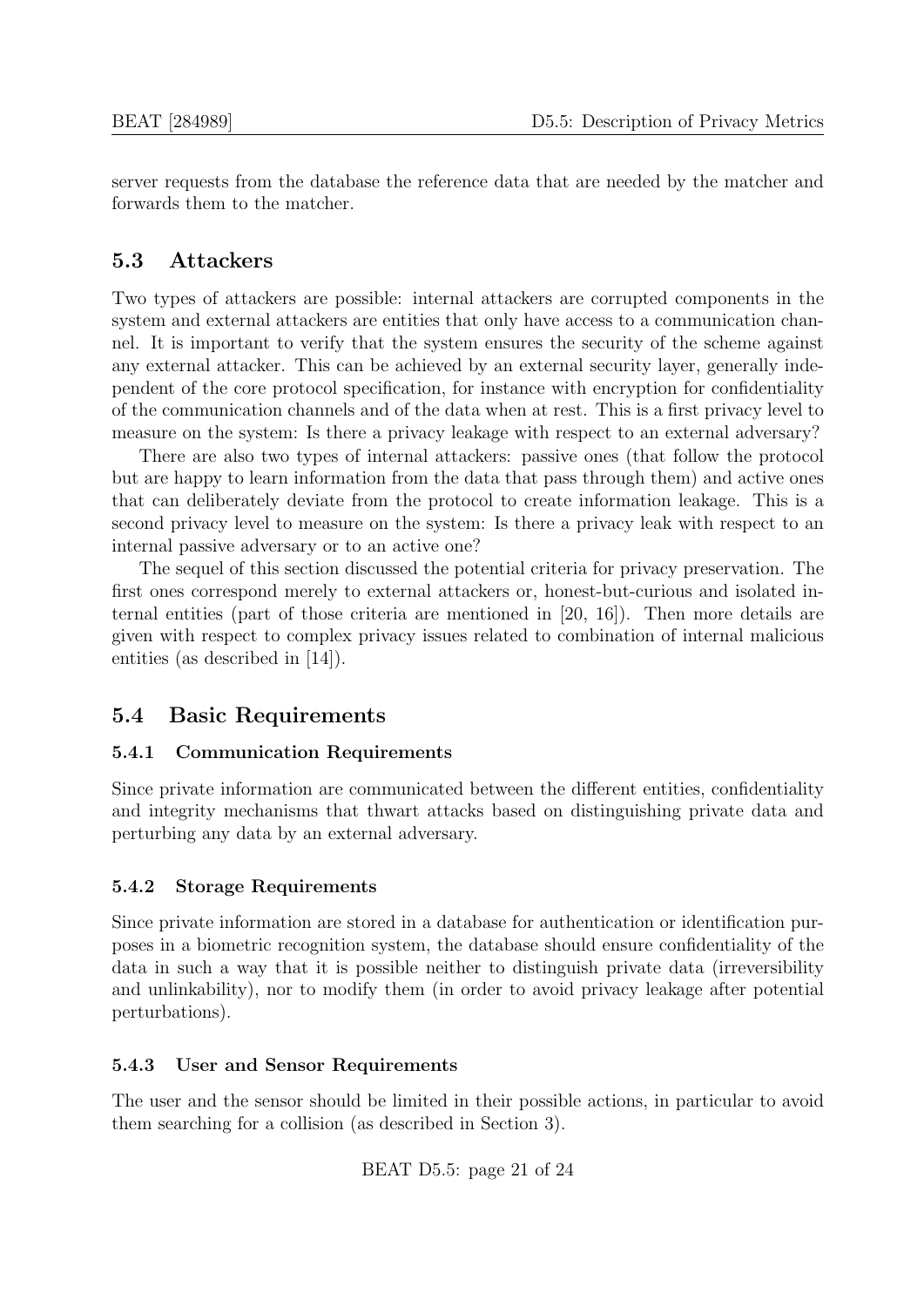server requests from the database the reference data that are needed by the matcher and forwards them to the matcher.

## 5.3 Attackers

Two types of attackers are possible: internal attackers are corrupted components in the system and external attackers are entities that only have access to a communication channel. It is important to verify that the system ensures the security of the scheme against any external attacker. This can be achieved by an external security layer, generally independent of the core protocol specification, for instance with encryption for confidentiality of the communication channels and of the data when at rest. This is a first privacy level to measure on the system: Is there a privacy leakage with respect to an external adversary?

There are also two types of internal attackers: passive ones (that follow the protocol but are happy to learn information from the data that pass through them) and active ones that can deliberately deviate from the protocol to create information leakage. This is a second privacy level to measure on the system: Is there a privacy leak with respect to an internal passive adversary or to an active one?

The sequel of this section discussed the potential criteria for privacy preservation. The first ones correspond merely to external attackers or, honest-but-curious and isolated internal entities (part of those criteria are mentioned in [20, 16]). Then more details are given with respect to complex privacy issues related to combination of internal malicious entities (as described in [14]).

## 5.4 Basic Requirements

### 5.4.1 Communication Requirements

Since private information are communicated between the different entities, confidentiality and integrity mechanisms that thwart attacks based on distinguishing private data and perturbing any data by an external adversary.

### 5.4.2 Storage Requirements

Since private information are stored in a database for authentication or identification purposes in a biometric recognition system, the database should ensure confidentiality of the data in such a way that it is possible neither to distinguish private data (irreversibility and unlinkability), nor to modify them (in order to avoid privacy leakage after potential perturbations).

### 5.4.3 User and Sensor Requirements

The user and the sensor should be limited in their possible actions, in particular to avoid them searching for a collision (as described in Section 3).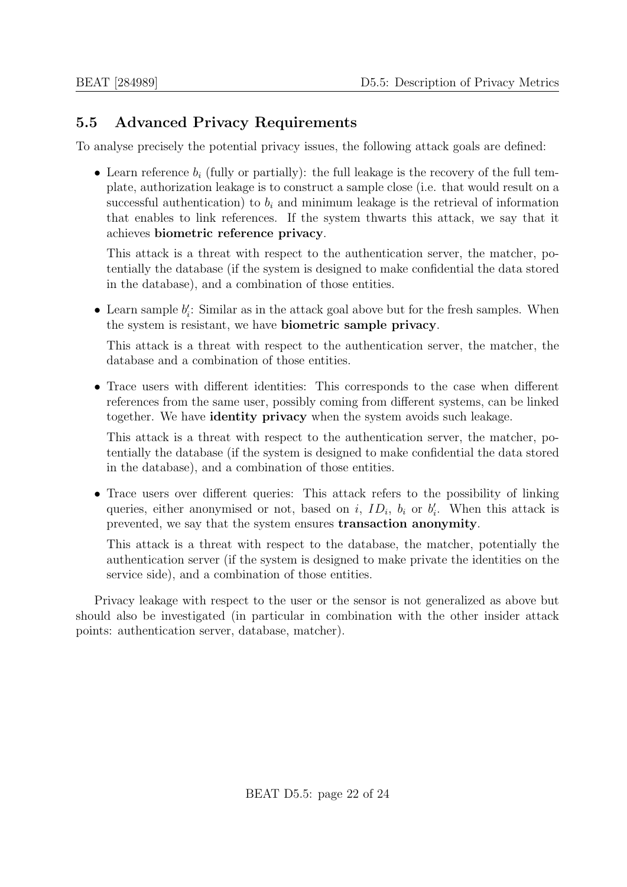## 5.5 Advanced Privacy Requirements

To analyse precisely the potential privacy issues, the following attack goals are defined:

- Learn reference $b_i$ (fully or partially): the full leakage is the recovery of the full template, authorization leakage is to construct a sample close (i.e. that would result on a successful authentication) to $b_i$ and minimum leakage is the retrieval of information that enables to link references. If the system thwarts this attack, we say that it achieves **biometric reference privacy**.

  This attack is a threat with respect to the authentication server, the matcher, potentially the database (if the system is designed to make confidential the data stored in the database), and a combination of those entities.

- Learn sample $b'_i$: Similar as in the attack goal above but for the fresh samples. When the system is resistant, we have **biometric sample privacy**.

  This attack is a threat with respect to the authentication server, the matcher, the database and a combination of those entities.

- Trace users with different identities: This corresponds to the case when different references from the same user, possibly coming from different systems, can be linked together. We have **identity privacy** when the system avoids such leakage.

  This attack is a threat with respect to the authentication server, the matcher, potentially the database (if the system is designed to make confidential the data stored in the database), and a combination of those entities.

- Trace users over different queries: This attack refers to the possibility of linking queries, either anonymised or not, based on $i$, $ID_i$, $b_i$ or $b'_i$. When this attack is prevented, we say that the system ensures **transaction anonymity**.

  This attack is a threat with respect to the database, the matcher, potentially the authentication server (if the system is designed to make private the identities on the service side), and a combination of those entities.

Privacy leakage with respect to the user or the sensor is not generalized as above but should also be investigated (in particular in combination with the other insider attack points: authentication server, database, matcher).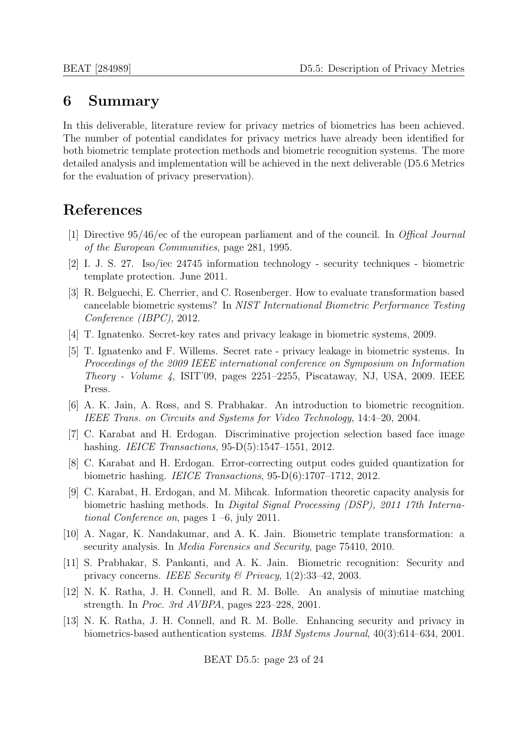# 6 Summary

In this deliverable, literature review for privacy metrics of biometrics has been achieved. The number of potential candidates for privacy metrics have already been identified for both biometric template protection methods and biometric recognition systems. The more detailed analysis and implementation will be achieved in the next deliverable (D5.6 Metrics for the evaluation of privacy preservation).

# References

[1] Directive 95/46/ec of the european parliament and of the council. In *Offical Journal of the European Communities*, page 281, 1995.

[2] I. J. S. 27. Iso/iec 24745 information technology - security techniques - biometric template protection. June 2011.

[3] R. Belguechi, E. Cherrier, and C. Rosenberger. How to evaluate transformation based cancelable biometric systems? In *NIST International Biometric Performance Testing Conference (IBPC)*, 2012.

[4] T. Ignatenko. Secret-key rates and privacy leakage in biometric systems, 2009.

[5] T. Ignatenko and F. Willems. Secret rate - privacy leakage in biometric systems. In *Proceedings of the 2009 IEEE international conference on Symposium on Information Theory - Volume 4*, ISIT'09, pages 2251–2255, Piscataway, NJ, USA, 2009. IEEE Press.

[6] A. K. Jain, A. Ross, and S. Prabhakar. An introduction to biometric recognition. *IEEE Trans. on Circuits and Systems for Video Technology*, 14:4–20, 2004.

[7] C. Karabat and H. Erdogan. Discriminative projection selection based face image hashing. *IEICE Transactions*, 95-D(5):1547–1551, 2012.

[8] C. Karabat and H. Erdogan. Error-correcting output codes guided quantization for biometric hashing. *IEICE Transactions*, 95-D(6):1707–1712, 2012.

[9] C. Karabat, H. Erdogan, and M. Mihcak. Information theoretic capacity analysis for biometric hashing methods. In *Digital Signal Processing (DSP), 2011 17th International Conference on*, pages 1 –6, july 2011.

[10] A. Nagar, K. Nandakumar, and A. K. Jain. Biometric template transformation: a security analysis. In *Media Forensics and Security*, page 75410, 2010.

[11] S. Prabhakar, S. Pankanti, and A. K. Jain. Biometric recognition: Security and privacy concerns. *IEEE Security & Privacy*, 1(2):33–42, 2003.

[12] N. K. Ratha, J. H. Connell, and R. M. Bolle. An analysis of minutiae matching strength. In *Proc. 3rd AVBPA*, pages 223–228, 2001.

[13] N. K. Ratha, J. H. Connell, and R. M. Bolle. Enhancing security and privacy in biometrics-based authentication systems. *IBM Systems Journal*, 40(3):614–634, 2001.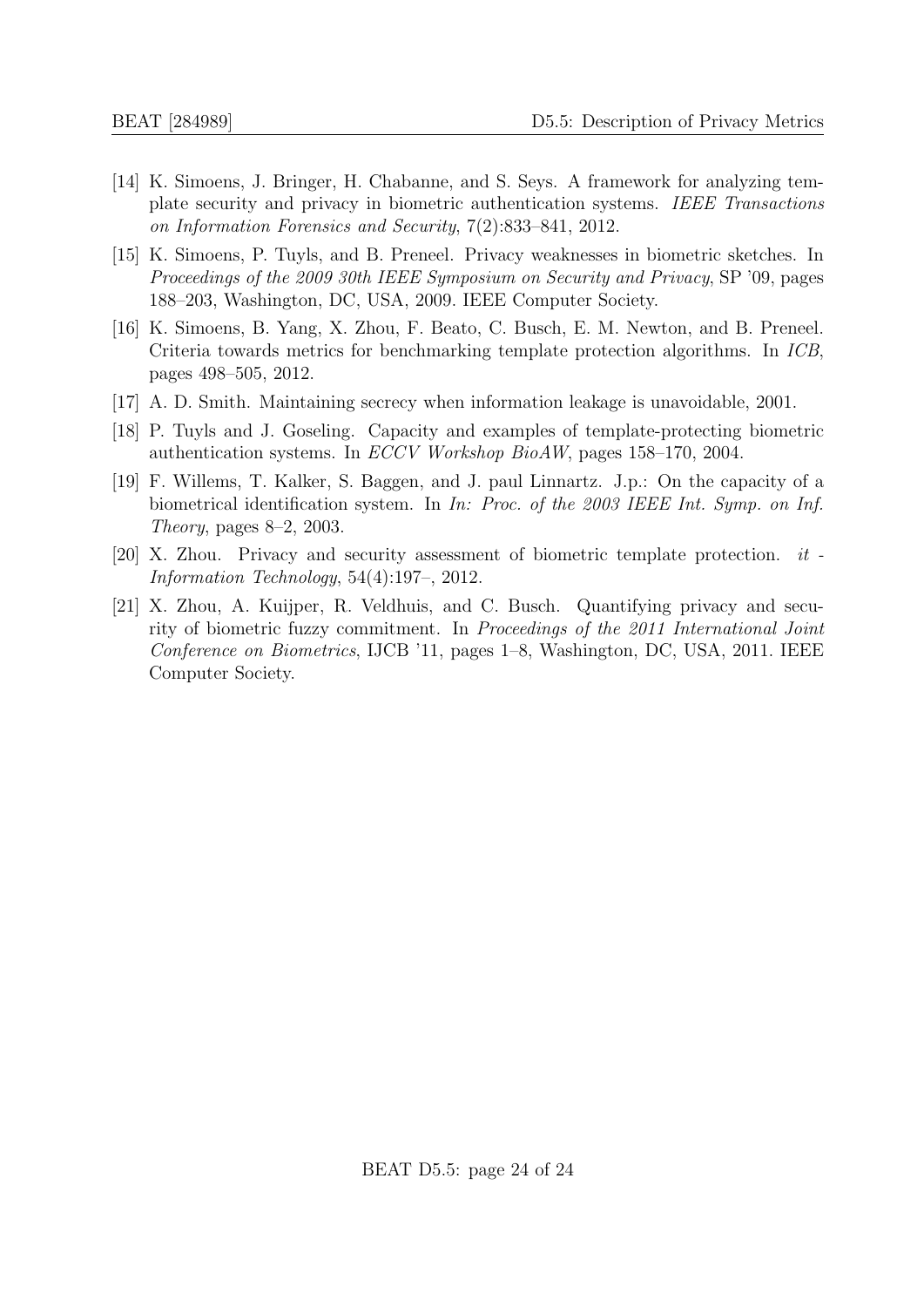[14] K. Simoens, J. Bringer, H. Chabanne, and S. Seys. A framework for analyzing template security and privacy in biometric authentication systems. *IEEE Transactions on Information Forensics and Security*, 7(2):833–841, 2012.

[15] K. Simoens, P. Tuyls, and B. Preneel. Privacy weaknesses in biometric sketches. In *Proceedings of the 2009 30th IEEE Symposium on Security and Privacy*, SP '09, pages 188–203, Washington, DC, USA, 2009. IEEE Computer Society.

[16] K. Simoens, B. Yang, X. Zhou, F. Beato, C. Busch, E. M. Newton, and B. Preneel. Criteria towards metrics for benchmarking template protection algorithms. In *ICB*, pages 498–505, 2012.

[17] A. D. Smith. Maintaining secrecy when information leakage is unavoidable, 2001.

[18] P. Tuyls and J. Goseling. Capacity and examples of template-protecting biometric authentication systems. In *ECCV Workshop BioAW*, pages 158–170, 2004.

[19] F. Willems, T. Kalker, S. Baggen, and J. paul Linnartz. J.p.: On the capacity of a biometrical identification system. In *In: Proc. of the 2003 IEEE Int. Symp. on Inf. Theory*, pages 8–2, 2003.

[20] X. Zhou. Privacy and security assessment of biometric template protection. *it - Information Technology*, 54(4):197–, 2012.

[21] X. Zhou, A. Kuijper, R. Veldhuis, and C. Busch. Quantifying privacy and security of biometric fuzzy commitment. In *Proceedings of the 2011 International Joint Conference on Biometrics*, IJCB '11, pages 1–8, Washington, DC, USA, 2011. IEEE Computer Society.